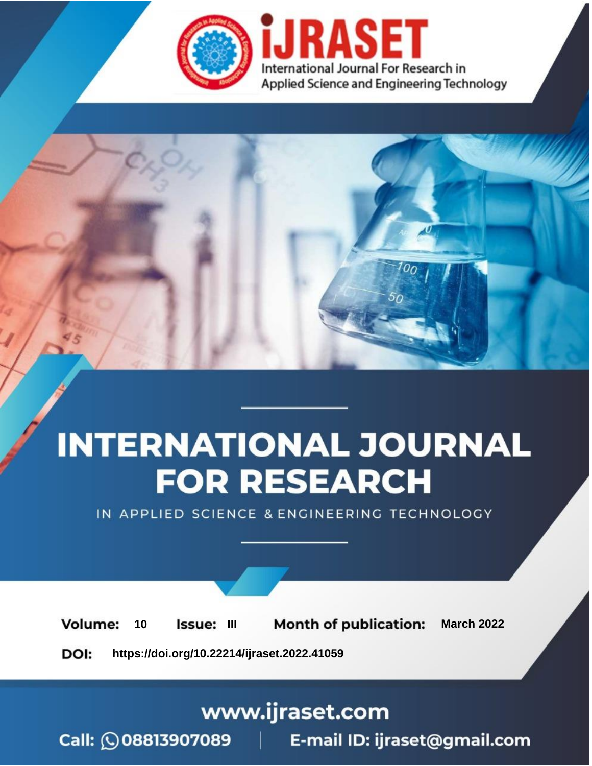# INTERNATIONAL JOURNAL FOR RESEARCH

IN APPLIED SCIENCE & ENGINEERING TECHNOLOGY

**Volume:** 10 **Issue:** III **Month of publication:** March 2022

**DOI:** https://doi.org/10.22214/ijraset.2022.41059

www.ijraset.com

Call: 08813907089 | E-mail ID: ijraset@gmail.com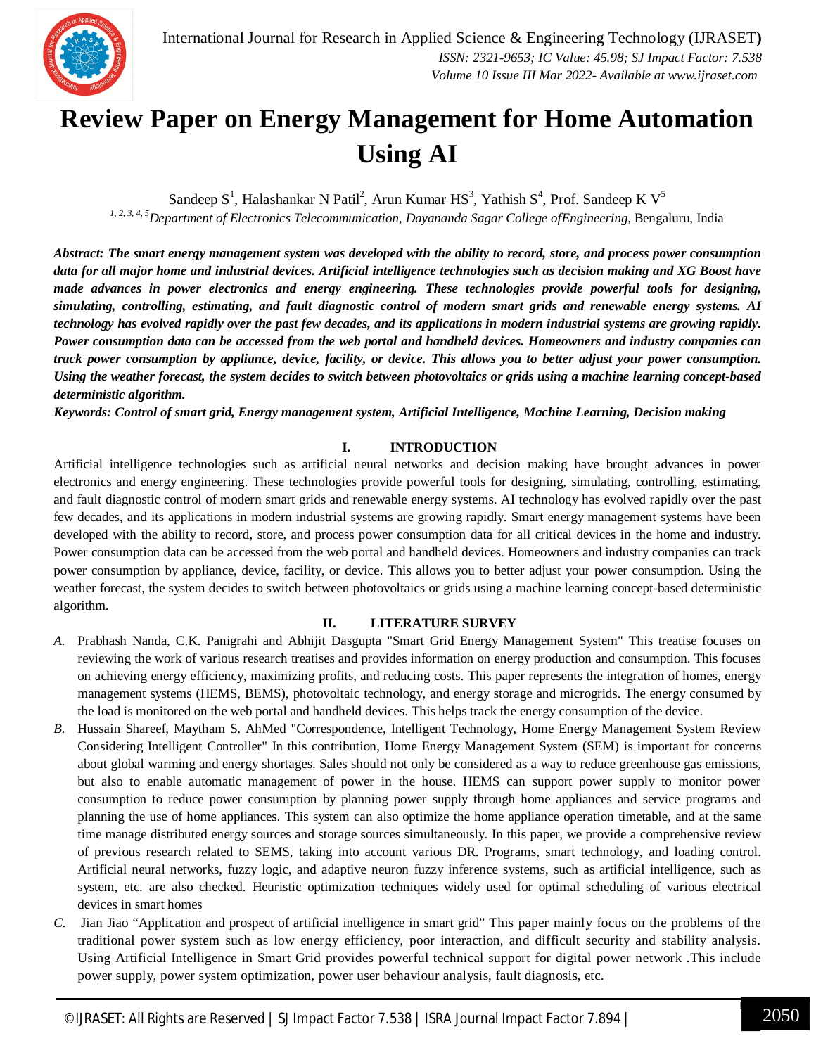# Review Paper on Energy Management for Home Automation Using AI

Sandeep S[1], Halashankar N Patil[2], Arun Kumar HS[3], Yathish S[4], Prof. Sandeep K V[5]

[1, 2, 3, 4, 5]*Department of Electronics Telecommunication, Dayananda Sagar College ofEngineering,* Bengaluru, India

***Abstract:** The smart energy management system was developed with the ability to record, store, and process power consumption data for all major home and industrial devices. Artificial intelligence technologies such as decision making and XG Boost have made advances in power electronics and energy engineering. These technologies provide powerful tools for designing, simulating, controlling, estimating, and fault diagnostic control of modern smart grids and renewable energy systems. AI technology has evolved rapidly over the past few decades, and its applications in modern industrial systems are growing rapidly. Power consumption data can be accessed from the web portal and handheld devices. Homeowners and industry companies can track power consumption by appliance, device, facility, or device. This allows you to better adjust your power consumption. Using the weather forecast, the system decides to switch between photovoltaics or grids using a machine learning concept-based deterministic algorithm.*

***Keywords:** Control of smart grid, Energy management system, Artificial Intelligence, Machine Learning, Decision making*

## I. INTRODUCTION

Artificial intelligence technologies such as artificial neural networks and decision making have brought advances in power electronics and energy engineering. These technologies provide powerful tools for designing, simulating, controlling, estimating, and fault diagnostic control of modern smart grids and renewable energy systems. AI technology has evolved rapidly over the past few decades, and its applications in modern industrial systems are growing rapidly. Smart energy management systems have been developed with the ability to record, store, and process power consumption data for all critical devices in the home and industry. Power consumption data can be accessed from the web portal and handheld devices. Homeowners and industry companies can track power consumption by appliance, device, facility, or device. This allows you to better adjust your power consumption. Using the weather forecast, the system decides to switch between photovoltaics or grids using a machine learning concept-based deterministic algorithm.

## II. LITERATURE SURVEY

*A.* Prabhash Nanda, C.K. Panigrahi and Abhijit Dasgupta "Smart Grid Energy Management System" This treatise focuses on reviewing the work of various research treatises and provides information on energy production and consumption. This focuses on achieving energy efficiency, maximizing profits, and reducing costs. This paper represents the integration of homes, energy management systems (HEMS, BEMS), photovoltaic technology, and energy storage and microgrids. The energy consumed by the load is monitored on the web portal and handheld devices. This helps track the energy consumption of the device.

*B.* Hussain Shareef, Maytham S. AhMed "Correspondence, Intelligent Technology, Home Energy Management System Review Considering Intelligent Controller" In this contribution, Home Energy Management System (SEM) is important for concerns about global warming and energy shortages. Sales should not only be considered as a way to reduce greenhouse gas emissions, but also to enable automatic management of power in the house. HEMS can support power supply to monitor power consumption to reduce power consumption by planning power supply through home appliances and service programs and planning the use of home appliances. This system can also optimize the home appliance operation timetable, and at the same time manage distributed energy sources and storage sources simultaneously. In this paper, we provide a comprehensive review of previous research related to SEMS, taking into account various DR. Programs, smart technology, and loading control. Artificial neural networks, fuzzy logic, and adaptive neuron fuzzy inference systems, such as artificial intelligence, such as system, etc. are also checked. Heuristic optimization techniques widely used for optimal scheduling of various electrical devices in smart homes

*C.* Jian Jiao "Application and prospect of artificial intelligence in smart grid" This paper mainly focus on the problems of the traditional power system such as low energy efficiency, poor interaction, and difficult security and stability analysis. Using Artificial Intelligence in Smart Grid provides powerful technical support for digital power network .This include power supply, power system optimization, power user behaviour analysis, fault diagnosis, etc.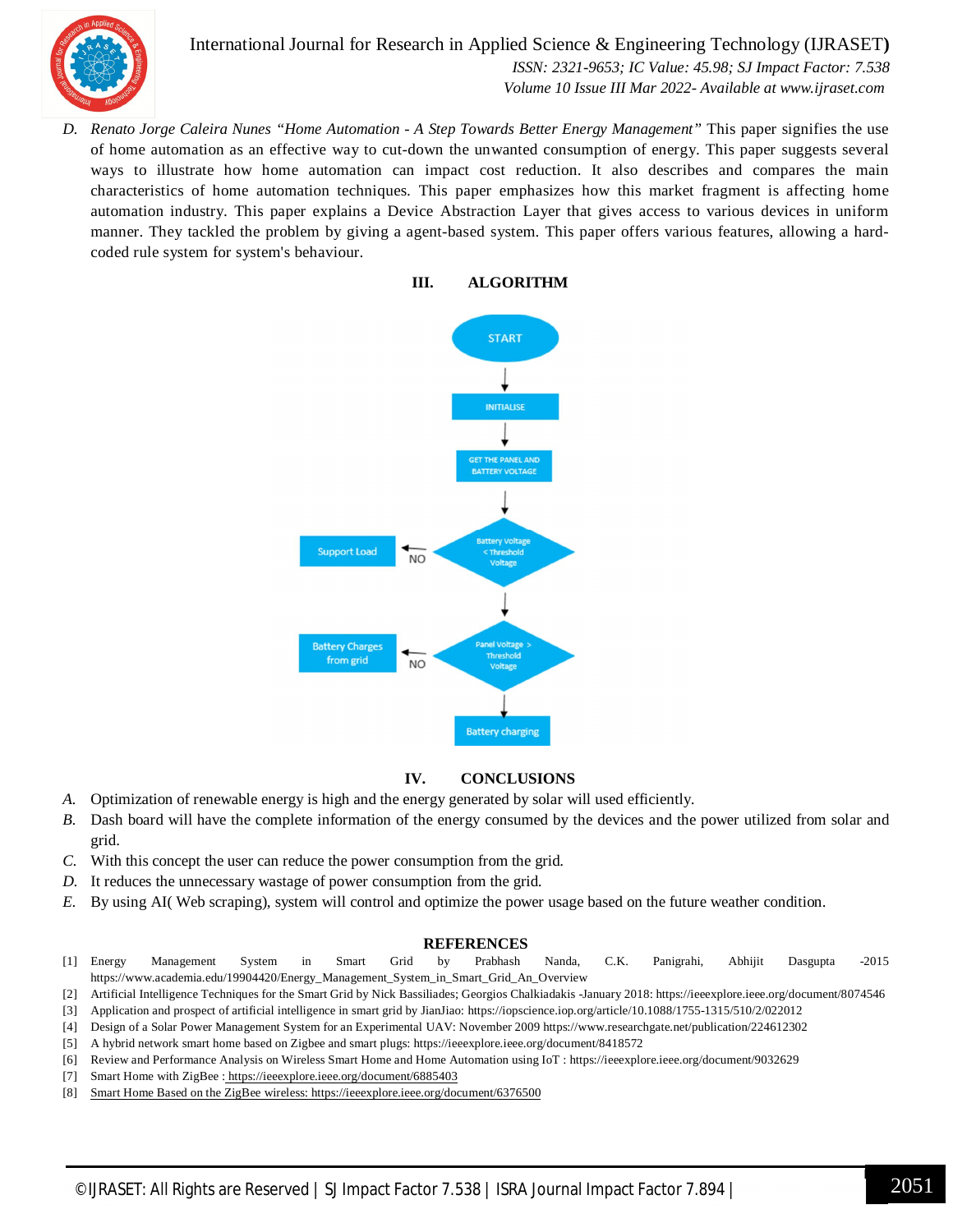D. *Renato Jorge Caleira Nunes "Home Automation - A Step Towards Better Energy Management"* This paper signifies the use of home automation as an effective way to cut-down the unwanted consumption of energy. This paper suggests several ways to illustrate how home automation can impact cost reduction. It also describes and compares the main characteristics of home automation techniques. This paper emphasizes how this market fragment is affecting home automation industry. This paper explains a Device Abstraction Layer that gives access to various devices in uniform manner. They tackled the problem by giving a agent-based system. This paper offers various features, allowing a hard-coded rule system for system's behaviour.

## III. ALGORITHM

START → INITIALISE → GET THE PANEL AND BATTERY VOLTAGE → Battery Voltage < Threshold Voltage (NO → Support Load) → Panel Voltage > Threshold Voltage (NO → Battery Charges from grid) → Battery charging

## IV. CONCLUSIONS

A. Optimization of renewable energy is high and the energy generated by solar will used efficiently.
B. Dash board will have the complete information of the energy consumed by the devices and the power utilized from solar and grid.
C. With this concept the user can reduce the power consumption from the grid.
D. It reduces the unnecessary wastage of power consumption from the grid.
E. By using AI( Web scraping), system will control and optimize the power usage based on the future weather condition.

## REFERENCES

[1] Energy Management System in Smart Grid by Prabhash Nanda, C.K. Panigrahi, Abhijit Dasgupta -2015 https://www.academia.edu/19904420/Energy_Management_System_in_Smart_Grid_An_Overview
[2] Artificial Intelligence Techniques for the Smart Grid by Nick Bassiliades; Georgios Chalkiadakis -January 2018: https://ieeexplore.ieee.org/document/8074546
[3] Application and prospect of artificial intelligence in smart grid by JianJiao: https://iopscience.iop.org/article/10.1088/1755-1315/510/2/022012
[4] Design of a Solar Power Management System for an Experimental UAV: November 2009 https://www.researchgate.net/publication/224612302
[5] A hybrid network smart home based on Zigbee and smart plugs: https://ieeexplore.ieee.org/document/8418572
[6] Review and Performance Analysis on Wireless Smart Home and Home Automation using IoT : https://ieeexplore.ieee.org/document/9032629
[7] Smart Home with ZigBee : https://ieeexplore.ieee.org/document/6885403
[8] Smart Home Based on the ZigBee wireless: https://ieeexplore.ieee.org/document/6376500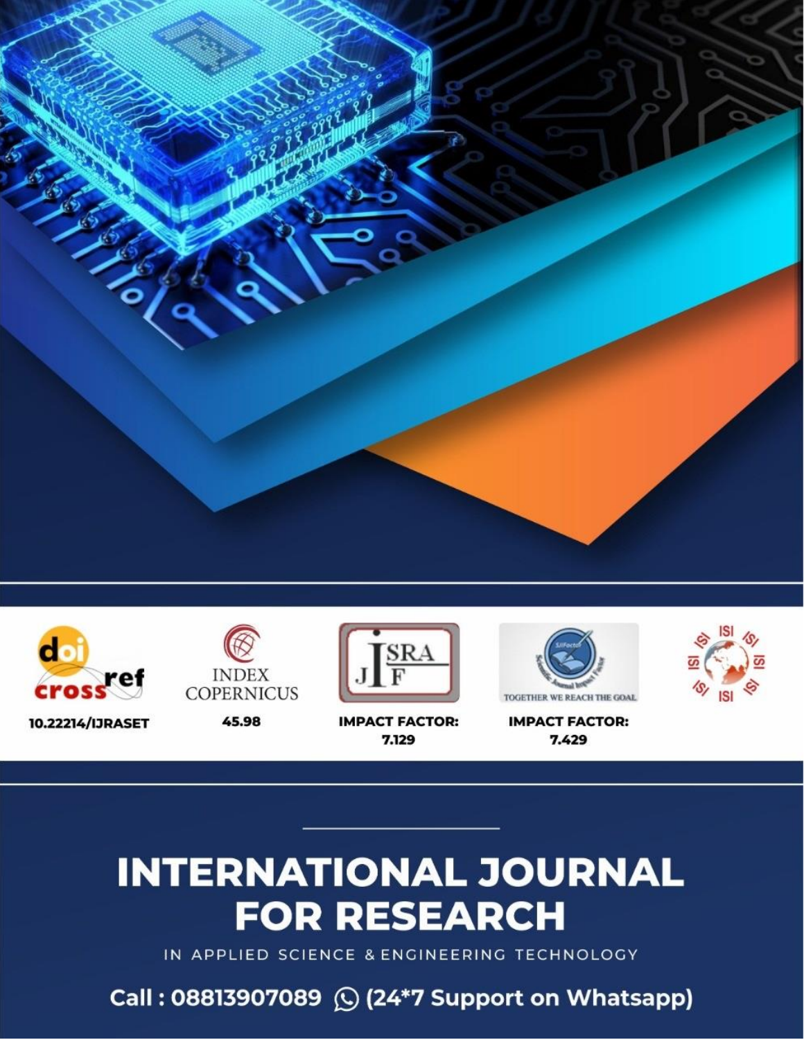10.22214/IJRASET

INDEX COPERNICUS

45.98

IMPACT FACTOR: 7.129

TOGETHER WE REACH THE GOAL

IMPACT FACTOR: 7.429

# INTERNATIONAL JOURNAL FOR RESEARCH

IN APPLIED SCIENCE & ENGINEERING TECHNOLOGY

Call : 08813907089 (24*7 Support on Whatsapp)